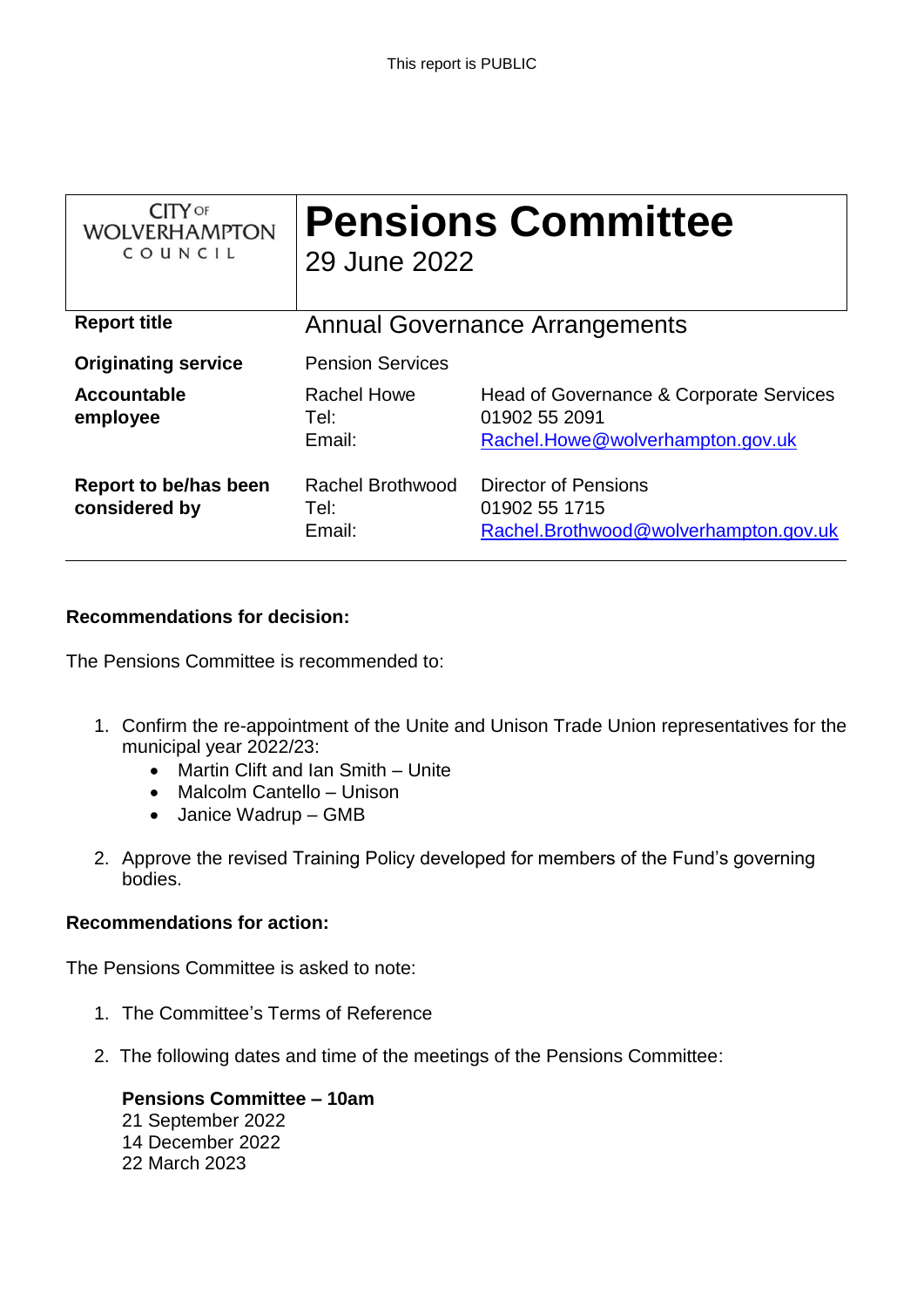This report is PUBLIC

| CITY OF WOLVERHAMPTON COUNCIL | **Pensions Committee** 29 June 2022 | |
|---|---|---|
| **Report title** | Annual Governance Arrangements | |
| **Originating service** | Pension Services | |
| **Accountable employee** | Rachel Howe<br>Tel:<br>Email: | Head of Governance & Corporate Services<br>01902 55 2091<br>Rachel.Howe@wolverhampton.gov.uk |
| **Report to be/has been considered by** | Rachel Brothwood<br>Tel:<br>Email: | Director of Pensions<br>01902 55 1715<br>Rachel.Brothwood@wolverhampton.gov.uk |

**Recommendations for decision:**

The Pensions Committee is recommended to:

1. Confirm the re-appointment of the Unite and Unison Trade Union representatives for the municipal year 2022/23:
   - Martin Clift and Ian Smith – Unite
   - Malcolm Cantello – Unison
   - Janice Wadrup – GMB

2. Approve the revised Training Policy developed for members of the Fund's governing bodies.

**Recommendations for action:**

The Pensions Committee is asked to note:

1. The Committee's Terms of Reference

2. The following dates and time of the meetings of the Pensions Committee:

   **Pensions Committee – 10am**
   21 September 2022
   14 December 2022
   22 March 2023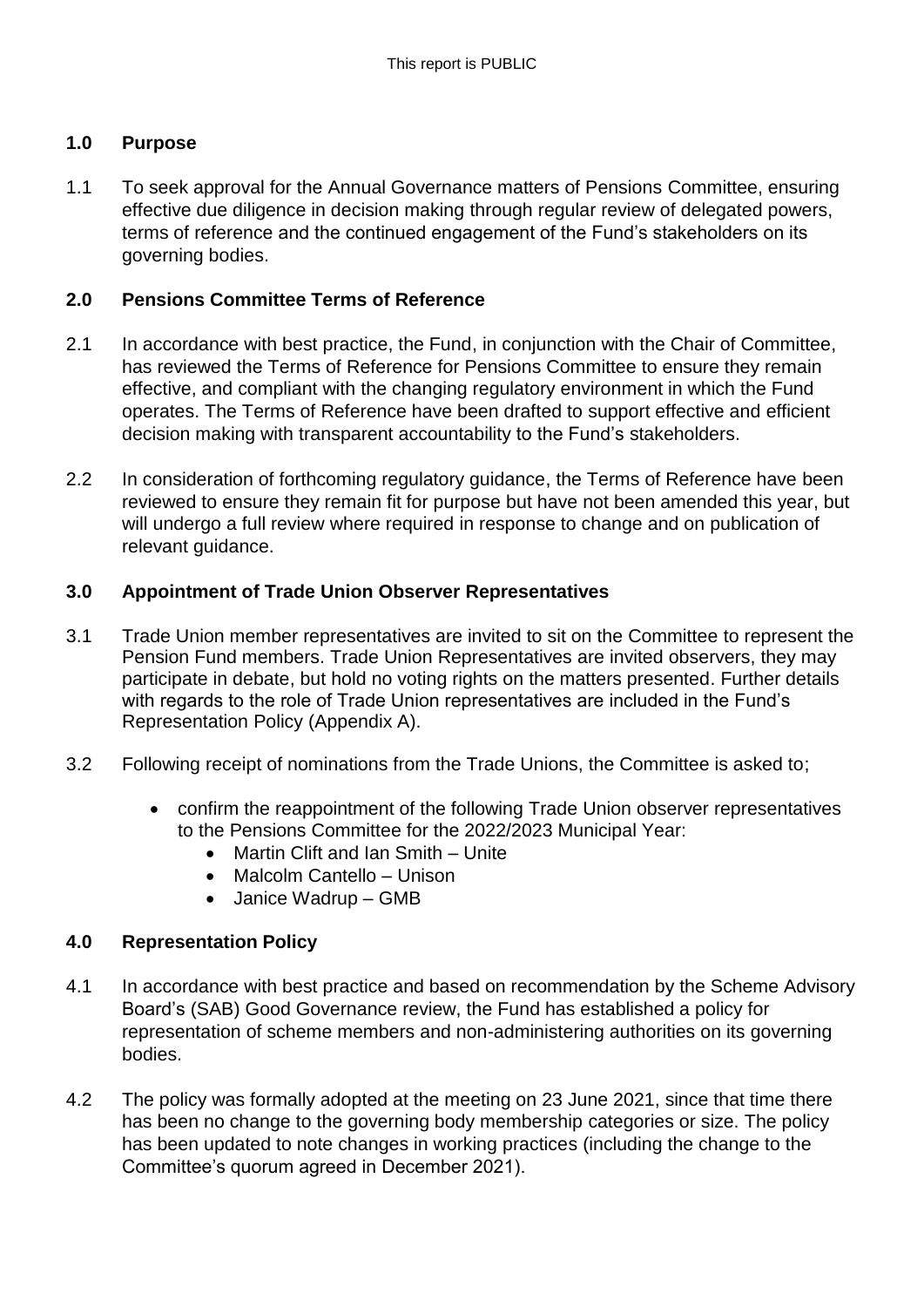## 1.0 Purpose

1.1 To seek approval for the Annual Governance matters of Pensions Committee, ensuring effective due diligence in decision making through regular review of delegated powers, terms of reference and the continued engagement of the Fund's stakeholders on its governing bodies.

## 2.0 Pensions Committee Terms of Reference

2.1 In accordance with best practice, the Fund, in conjunction with the Chair of Committee, has reviewed the Terms of Reference for Pensions Committee to ensure they remain effective, and compliant with the changing regulatory environment in which the Fund operates. The Terms of Reference have been drafted to support effective and efficient decision making with transparent accountability to the Fund's stakeholders.

2.2 In consideration of forthcoming regulatory guidance, the Terms of Reference have been reviewed to ensure they remain fit for purpose but have not been amended this year, but will undergo a full review where required in response to change and on publication of relevant guidance.

## 3.0 Appointment of Trade Union Observer Representatives

3.1 Trade Union member representatives are invited to sit on the Committee to represent the Pension Fund members. Trade Union Representatives are invited observers, they may participate in debate, but hold no voting rights on the matters presented. Further details with regards to the role of Trade Union representatives are included in the Fund's Representation Policy (Appendix A).

3.2 Following receipt of nominations from the Trade Unions, the Committee is asked to;

- confirm the reappointment of the following Trade Union observer representatives to the Pensions Committee for the 2022/2023 Municipal Year:
  - Martin Clift and Ian Smith – Unite
  - Malcolm Cantello – Unison
  - Janice Wadrup – GMB

## 4.0 Representation Policy

4.1 In accordance with best practice and based on recommendation by the Scheme Advisory Board's (SAB) Good Governance review, the Fund has established a policy for representation of scheme members and non-administering authorities on its governing bodies.

4.2 The policy was formally adopted at the meeting on 23 June 2021, since that time there has been no change to the governing body membership categories or size. The policy has been updated to note changes in working practices (including the change to the Committee's quorum agreed in December 2021).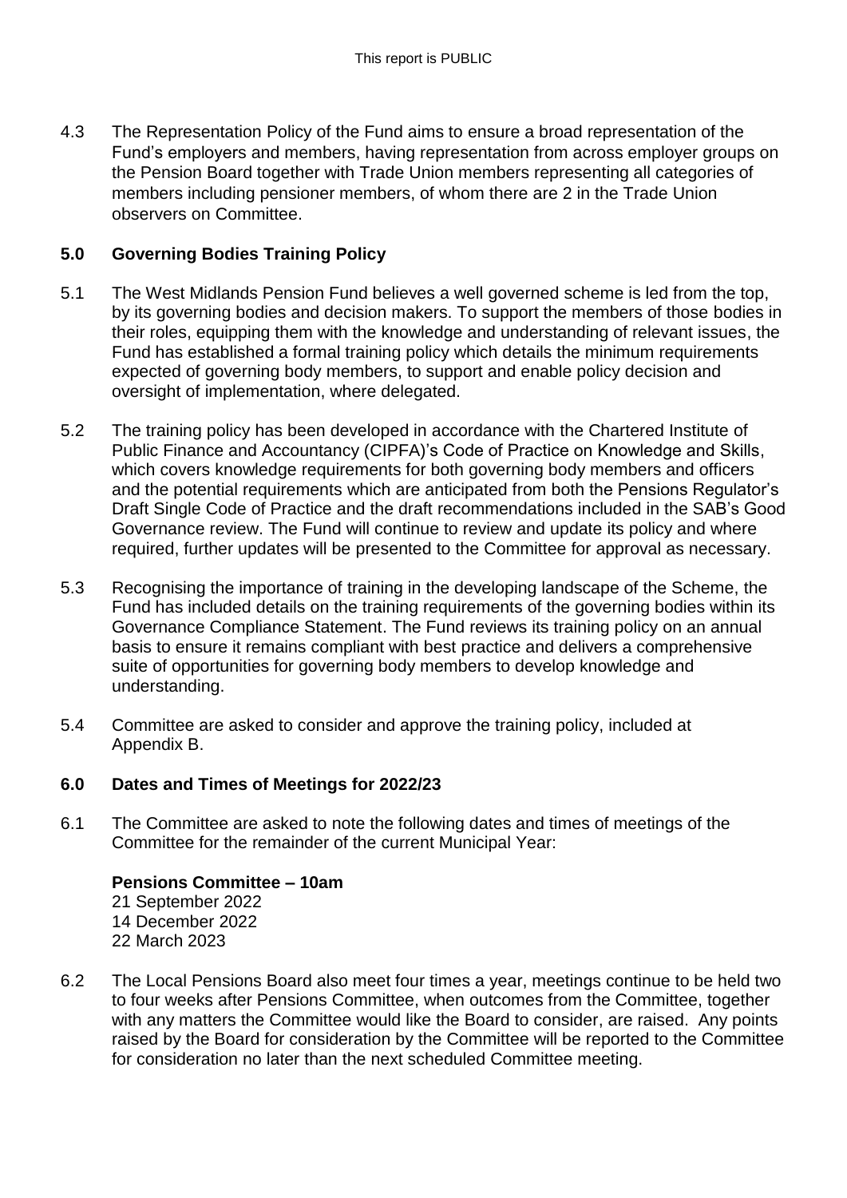4.3 The Representation Policy of the Fund aims to ensure a broad representation of the Fund's employers and members, having representation from across employer groups on the Pension Board together with Trade Union members representing all categories of members including pensioner members, of whom there are 2 in the Trade Union observers on Committee.

## 5.0 Governing Bodies Training Policy

5.1 The West Midlands Pension Fund believes a well governed scheme is led from the top, by its governing bodies and decision makers. To support the members of those bodies in their roles, equipping them with the knowledge and understanding of relevant issues, the Fund has established a formal training policy which details the minimum requirements expected of governing body members, to support and enable policy decision and oversight of implementation, where delegated.

5.2 The training policy has been developed in accordance with the Chartered Institute of Public Finance and Accountancy (CIPFA)'s Code of Practice on Knowledge and Skills, which covers knowledge requirements for both governing body members and officers and the potential requirements which are anticipated from both the Pensions Regulator's Draft Single Code of Practice and the draft recommendations included in the SAB's Good Governance review. The Fund will continue to review and update its policy and where required, further updates will be presented to the Committee for approval as necessary.

5.3 Recognising the importance of training in the developing landscape of the Scheme, the Fund has included details on the training requirements of the governing bodies within its Governance Compliance Statement. The Fund reviews its training policy on an annual basis to ensure it remains compliant with best practice and delivers a comprehensive suite of opportunities for governing body members to develop knowledge and understanding.

5.4 Committee are asked to consider and approve the training policy, included at Appendix B.

## 6.0 Dates and Times of Meetings for 2022/23

6.1 The Committee are asked to note the following dates and times of meetings of the Committee for the remainder of the current Municipal Year:

**Pensions Committee – 10am**
21 September 2022
14 December 2022
22 March 2023

6.2 The Local Pensions Board also meet four times a year, meetings continue to be held two to four weeks after Pensions Committee, when outcomes from the Committee, together with any matters the Committee would like the Board to consider, are raised. Any points raised by the Board for consideration by the Committee will be reported to the Committee for consideration no later than the next scheduled Committee meeting.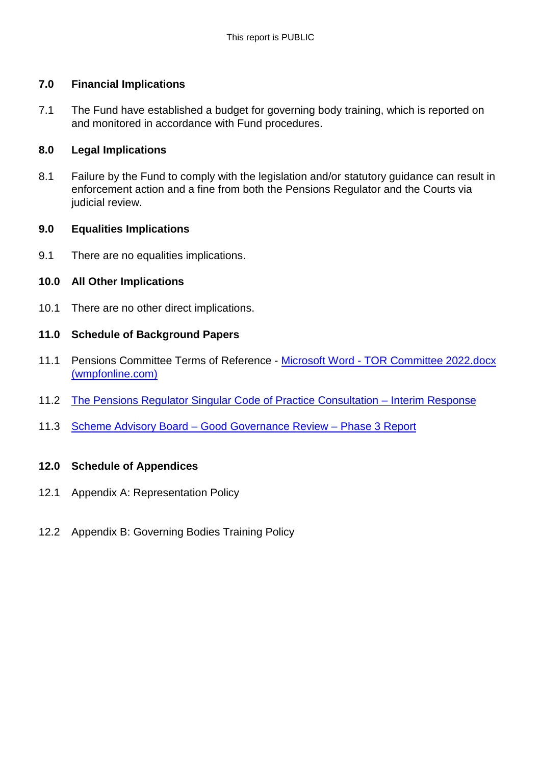## 7.0 Financial Implications

7.1 The Fund have established a budget for governing body training, which is reported on and monitored in accordance with Fund procedures.

## 8.0 Legal Implications

8.1 Failure by the Fund to comply with the legislation and/or statutory guidance can result in enforcement action and a fine from both the Pensions Regulator and the Courts via judicial review.

## 9.0 Equalities Implications

9.1 There are no equalities implications.

## 10.0 All Other Implications

10.1 There are no other direct implications.

## 11.0 Schedule of Background Papers

11.1 Pensions Committee Terms of Reference - Microsoft Word - TOR Committee 2022.docx (wmpfonline.com)

11.2 The Pensions Regulator Singular Code of Practice Consultation – Interim Response

11.3 Scheme Advisory Board – Good Governance Review – Phase 3 Report

## 12.0 Schedule of Appendices

12.1 Appendix A: Representation Policy

12.2 Appendix B: Governing Bodies Training Policy